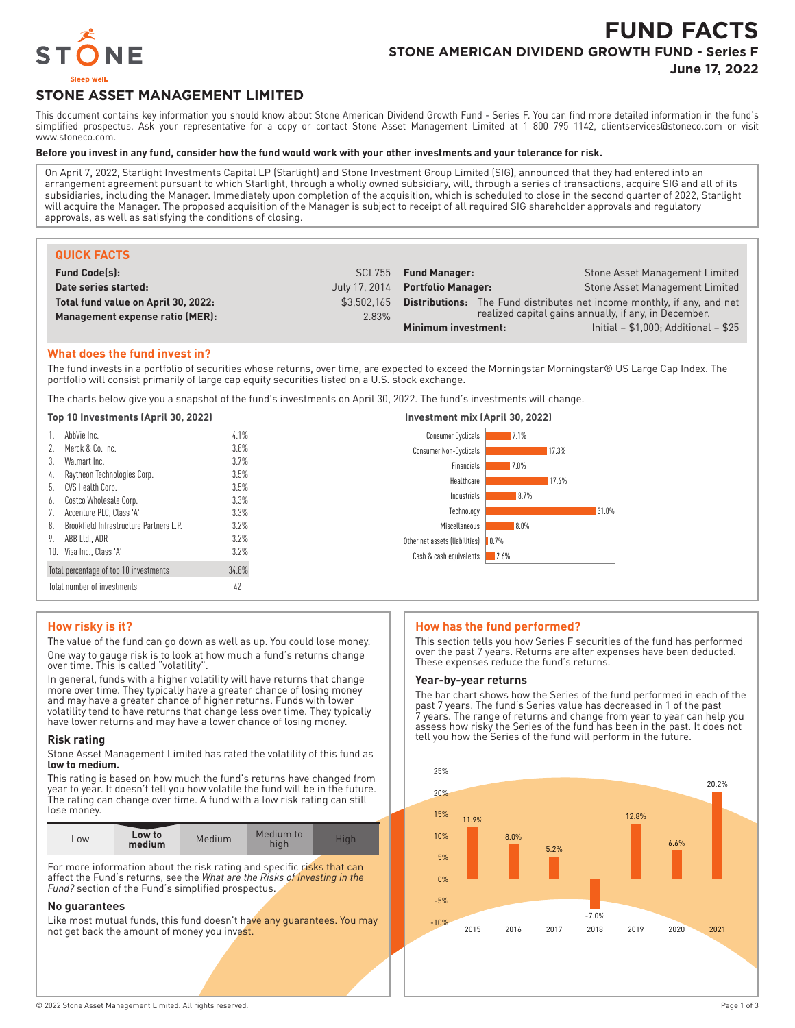# FUND FACTS

## STONE AMERICAN DIVIDEND GROWTH FUND - Series F

**June 17, 2022**

STONE

Sleep well.

## STONE ASSET MANAGEMENT LIMITED

This document contains key information you should know about Stone American Dividend Growth Fund - Series F. You can find more detailed information in the fund's simplified prospectus. Ask your representative for a copy or contact Stone Asset Management Limited at 1 800 795 1142, clientservices@stoneco.com or visit www.stoneco.com.

**Before you invest in any fund, consider how the fund would work with your other investments and your tolerance for risk.**

On April 7, 2022, Starlight Investments Capital LP (Starlight) and Stone Investment Group Limited (SIG), announced that they had entered into an arrangement agreement pursuant to which Starlight, through a wholly owned subsidiary, will, through a series of transactions, acquire SIG and all of its subsidiaries, including the Manager. Immediately upon completion of the acquisition, which is scheduled to close in the second quarter of 2022, Starlight will acquire the Manager. The proposed acquisition of the Manager is subject to receipt of all required SIG shareholder approvals and regulatory approvals, as well as satisfying the conditions of closing.

### QUICK FACTS

| | | | |
|---|---|---|---|
| **Fund Code(s):** | SCL755 | **Fund Manager:** | Stone Asset Management Limited |
| **Date series started:** | July 17, 2014 | **Portfolio Manager:** | Stone Asset Management Limited |
| **Total fund value on April 30, 2022:** | $3,502,165 | **Distributions:** | The Fund distributes net income monthly, if any, and net realized capital gains annually, if any, in December. |
| **Management expense ratio (MER):** | 2.83% | **Minimum investment:** | Initial – $1,000; Additional – $25 |

### What does the fund invest in?

The fund invests in a portfolio of securities whose returns, over time, are expected to exceed the Morningstar Morningstar® US Large Cap Index. The portfolio will consist primarily of large cap equity securities listed on a U.S. stock exchange.

The charts below give you a snapshot of the fund's investments on April 30, 2022. The fund's investments will change.

**Top 10 Investments (April 30, 2022)**

| | Investment | % |
|---|---|---|
| 1. | AbbVie Inc. | 4.1% |
| 2. | Merck & Co. Inc. | 3.8% |
| 3. | Walmart Inc. | 3.7% |
| 4. | Raytheon Technologies Corp. | 3.5% |
| 5. | CVS Health Corp. | 3.5% |
| 6. | Costco Wholesale Corp. | 3.3% |
| 7. | Accenture PLC, Class 'A' | 3.3% |
| 8. | Brookfield Infrastructure Partners L.P. | 3.2% |
| 9. | ABB Ltd., ADR | 3.2% |
| 10. | Visa Inc., Class 'A' | 3.2% |
| | Total percentage of top 10 investments | 34.8% |
| | Total number of investments | 42 |

**Investment mix (April 30, 2022)**

| Sector | % |
|---|---|
| Consumer Cyclicals | 7.1% |
| Consumer Non-Cyclicals | 17.3% |
| Financials | 7.0% |
| Healthcare | 17.6% |
| Industrials | 8.7% |
| Technology | 31.0% |
| Miscellaneous | 8.0% |
| Other net assets (liabilities) | 0.7% |
| Cash & cash equivalents | 2.6% |

### How risky is it?

The value of the fund can go down as well as up. You could lose money.

One way to gauge risk is to look at how much a fund's returns change over time. This is called "volatility".

In general, funds with a higher volatility will have returns that change more over time. They typically have a greater chance of losing money and may have a greater chance of higher returns. Funds with lower volatility tend to have returns that change less over time. They typically have lower returns and may have a lower chance of losing money.

#### Risk rating

Stone Asset Management Limited has rated the volatility of this fund as **low to medium.**

This rating is based on how much the fund's returns have changed from year to year. It doesn't tell you how volatile the fund will be in the future. The rating can change over time. A fund with a low risk rating can still lose money.

| Low | **Low to medium** | Medium | Medium to high | High |
|---|---|---|---|---|

For more information about the risk rating and specific risks that can affect the Fund's returns, see the *What are the Risks of Investing in the Fund?* section of the Fund's simplified prospectus.

#### No guarantees

Like most mutual funds, this fund doesn't have any guarantees. You may not get back the amount of money you invest.

### How has the fund performed?

This section tells you how Series F securities of the fund has performed over the past 7 years. Returns are after expenses have been deducted. These expenses reduce the fund's returns.

#### Year-by-year returns

The bar chart shows how the Series of the fund performed in each of the past 7 years. The fund's Series value has decreased in 1 of the past 7 years. The range of returns and change from year to year can help you assess how risky the Series of the fund has been in the past. It does not tell you how the Series of the fund will perform in the future.

| Year | 2015 | 2016 | 2017 | 2018 | 2019 | 2020 | 2021 |
|---|---|---|---|---|---|---|---|
| Return | 11.9% | 8.0% | 5.2% | -7.0% | 12.8% | 6.6% | 20.2% |

© 2022 Stone Asset Management Limited. All rights reserved.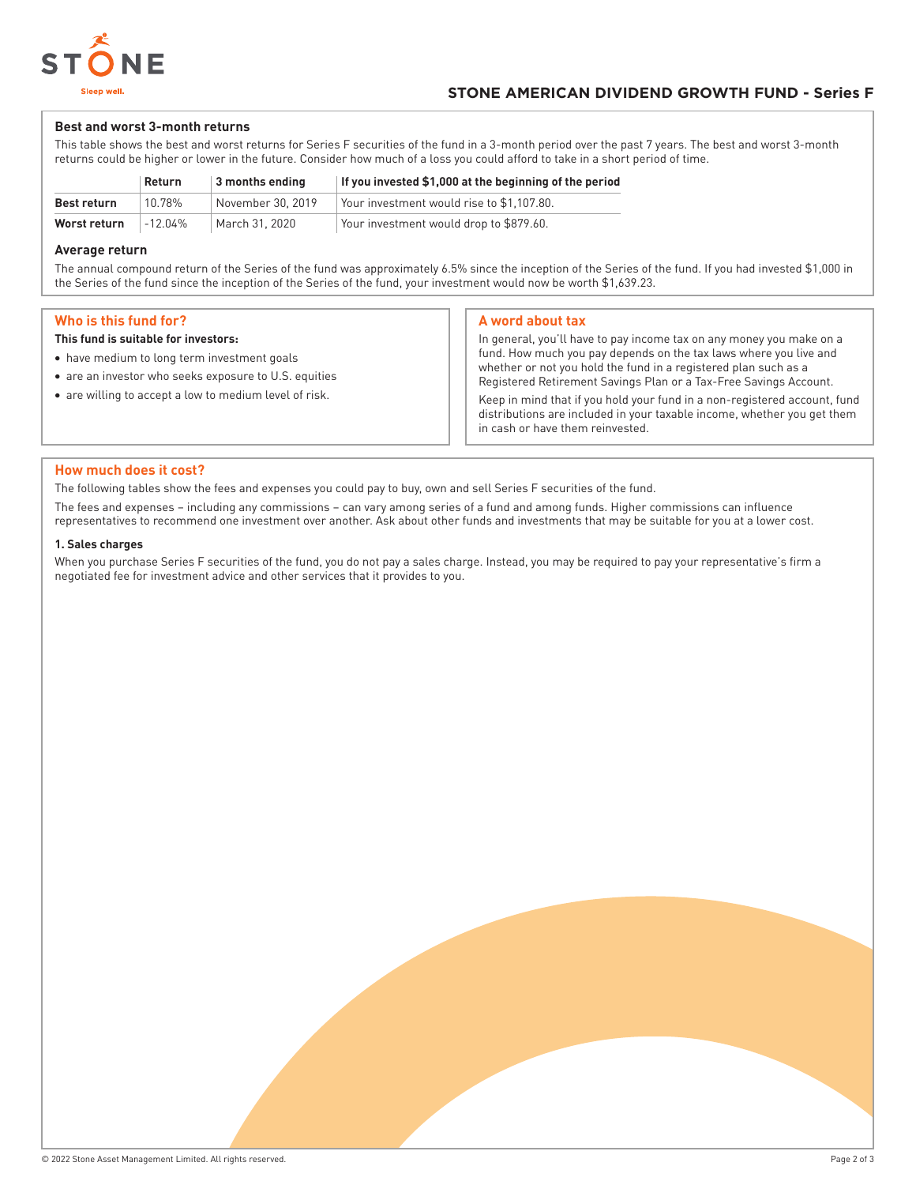## Best and worst 3-month returns

This table shows the best and worst returns for Series F securities of the fund in a 3-month period over the past 7 years. The best and worst 3-month returns could be higher or lower in the future. Consider how much of a loss you could afford to take in a short period of time.

| | Return | 3 months ending | If you invested $1,000 at the beginning of the period |
|---|---|---|---|
| **Best return** | 10.78% | November 30, 2019 | Your investment would rise to $1,107.80. |
| **Worst return** | -12.04% | March 31, 2020 | Your investment would drop to $879.60. |

## Average return

The annual compound return of the Series of the fund was approximately 6.5% since the inception of the Series of the fund. If you had invested $1,000 in the Series of the fund since the inception of the Series of the fund, your investment would now be worth $1,639.23.

## Who is this fund for?

**This fund is suitable for investors:**

- have medium to long term investment goals
- are an investor who seeks exposure to U.S. equities
- are willing to accept a low to medium level of risk.

## A word about tax

In general, you'll have to pay income tax on any money you make on a fund. How much you pay depends on the tax laws where you live and whether or not you hold the fund in a registered plan such as a Registered Retirement Savings Plan or a Tax-Free Savings Account.

Keep in mind that if you hold your fund in a non-registered account, fund distributions are included in your taxable income, whether you get them in cash or have them reinvested.

## How much does it cost?

The following tables show the fees and expenses you could pay to buy, own and sell Series F securities of the fund.

The fees and expenses – including any commissions – can vary among series of a fund and among funds. Higher commissions can influence representatives to recommend one investment over another. Ask about other funds and investments that may be suitable for you at a lower cost.

### 1. Sales charges

When you purchase Series F securities of the fund, you do not pay a sales charge. Instead, you may be required to pay your representative's firm a negotiated fee for investment advice and other services that it provides to you.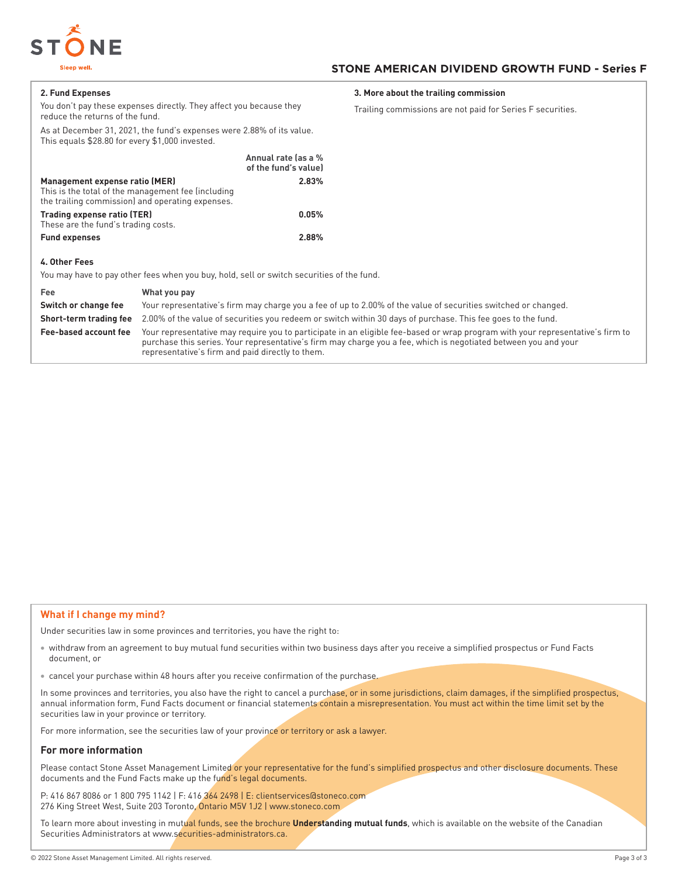## STONE AMERICAN DIVIDEND GROWTH FUND - Series F

### 2. Fund Expenses

You don't pay these expenses directly. They affect you because they reduce the returns of the fund.

As at December 31, 2021, the fund's expenses were 2.88% of its value. This equals $28.80 for every $1,000 invested.

| | Annual rate (as a % of the fund's value) |
|---|---|
| **Management expense ratio (MER)**<br>This is the total of the management fee (including the trailing commission) and operating expenses. | **2.83%** |
| **Trading expense ratio (TER)**<br>These are the fund's trading costs. | **0.05%** |
| **Fund expenses** | **2.88%** |

### 3. More about the trailing commission

Trailing commissions are not paid for Series F securities.

### 4. Other Fees

You may have to pay other fees when you buy, hold, sell or switch securities of the fund.

| Fee | What you pay |
|---|---|
| **Switch or change fee** | Your representative's firm may charge you a fee of up to 2.00% of the value of securities switched or changed. |
| **Short-term trading fee** | 2.00% of the value of securities you redeem or switch within 30 days of purchase. This fee goes to the fund. |
| **Fee-based account fee** | Your representative may require you to participate in an eligible fee-based or wrap program with your representative's firm to purchase this series. Your representative's firm may charge you a fee, which is negotiated between you and your representative's firm and paid directly to them. |

## What if I change my mind?

Under securities law in some provinces and territories, you have the right to:

- withdraw from an agreement to buy mutual fund securities within two business days after you receive a simplified prospectus or Fund Facts document, or
- cancel your purchase within 48 hours after you receive confirmation of the purchase.

In some provinces and territories, you also have the right to cancel a purchase, or in some jurisdictions, claim damages, if the simplified prospectus, annual information form, Fund Facts document or financial statements contain a misrepresentation. You must act within the time limit set by the securities law in your province or territory.

For more information, see the securities law of your province or territory or ask a lawyer.

## For more information

Please contact Stone Asset Management Limited or your representative for the fund's simplified prospectus and other disclosure documents. These documents and the Fund Facts make up the fund's legal documents.

P: 416 867 8086 or 1 800 795 1142 | F: 416 364 2498 | E: clientservices@stoneco.com
276 King Street West, Suite 203 Toronto, Ontario M5V 1J2 | www.stoneco.com

To learn more about investing in mutual funds, see the brochure **Understanding mutual funds**, which is available on the website of the Canadian Securities Administrators at www.securities-administrators.ca.

© 2022 Stone Asset Management Limited. All rights reserved.